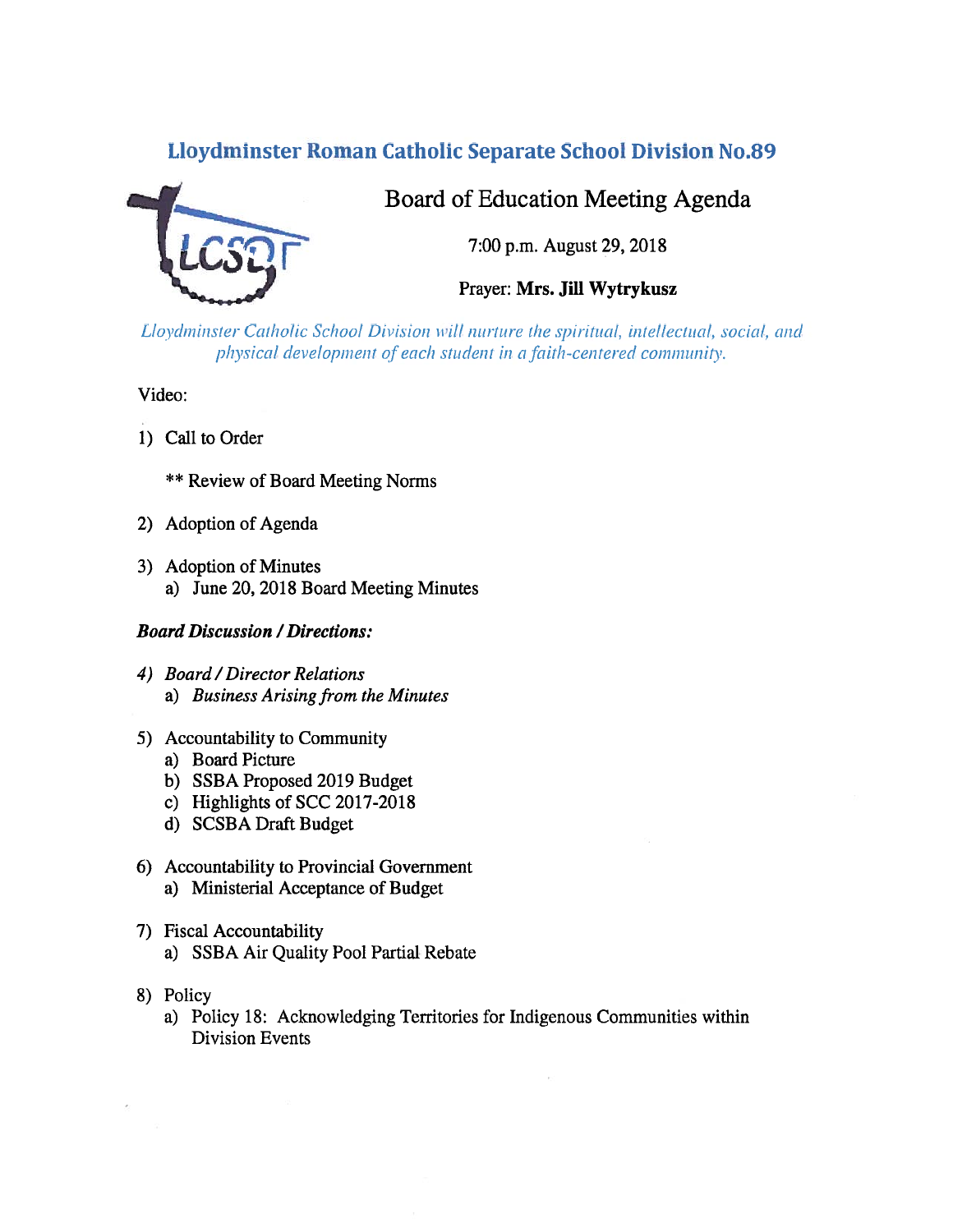# Lloydminster Roman Catholic Separate School Division No.89

## Board of Education Meeting Agenda

7:00 p.m. August 29, 2018

Prayer: **Mrs. Jill Wytrykusz**

*Lloydminster Catholic School Division will nurture the spiritual, intellectual, social, and physical development of each student in a faith-centered community.*

Video:

1) Call to Order

   ** Review of Board Meeting Norms

2) Adoption of Agenda

3) Adoption of Minutes
   a) June 20, 2018 Board Meeting Minutes

***Board Discussion / Directions:***

*4) Board / Director Relations*
   *a) Business Arising from the Minutes*

5) Accountability to Community
   a) Board Picture
   b) SSBA Proposed 2019 Budget
   c) Highlights of SCC 2017-2018
   d) SCSBA Draft Budget

6) Accountability to Provincial Government
   a) Ministerial Acceptance of Budget

7) Fiscal Accountability
   a) SSBA Air Quality Pool Partial Rebate

8) Policy
   a) Policy 18: Acknowledging Territories for Indigenous Communities within Division Events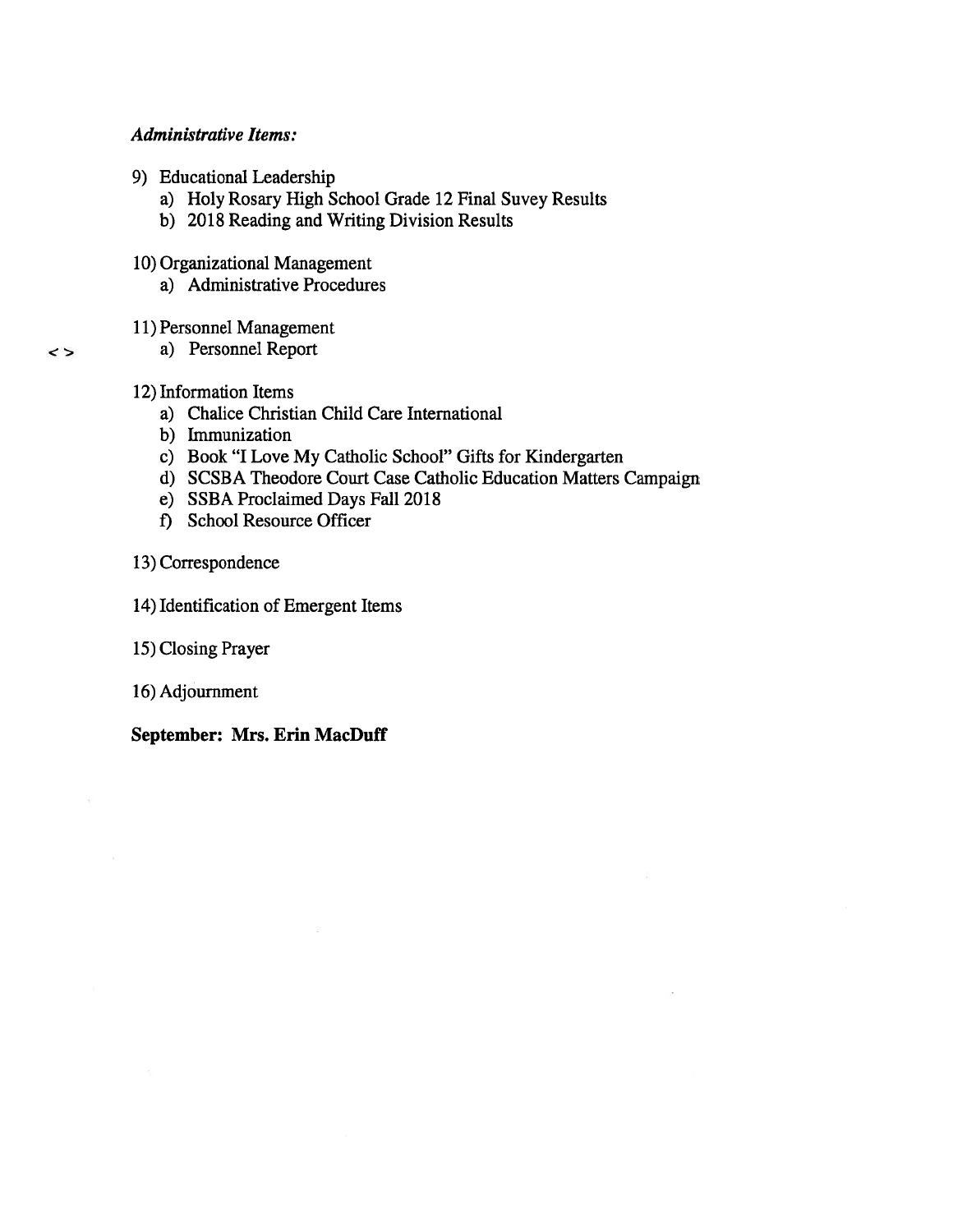*Administrative Items:*

9) Educational Leadership
   a) Holy Rosary High School Grade 12 Final Suvey Results
   b) 2018 Reading and Writing Division Results

10) Organizational Management
   a) Administrative Procedures

11) Personnel Management
   < > a) Personnel Report

12) Information Items
   a) Chalice Christian Child Care International
   b) Immunization
   c) Book "I Love My Catholic School" Gifts for Kindergarten
   d) SCSBA Theodore Court Case Catholic Education Matters Campaign
   e) SSBA Proclaimed Days Fall 2018
   f) School Resource Officer

13) Correspondence

14) Identification of Emergent Items

15) Closing Prayer

16) Adjournment

**September: Mrs. Erin MacDuff**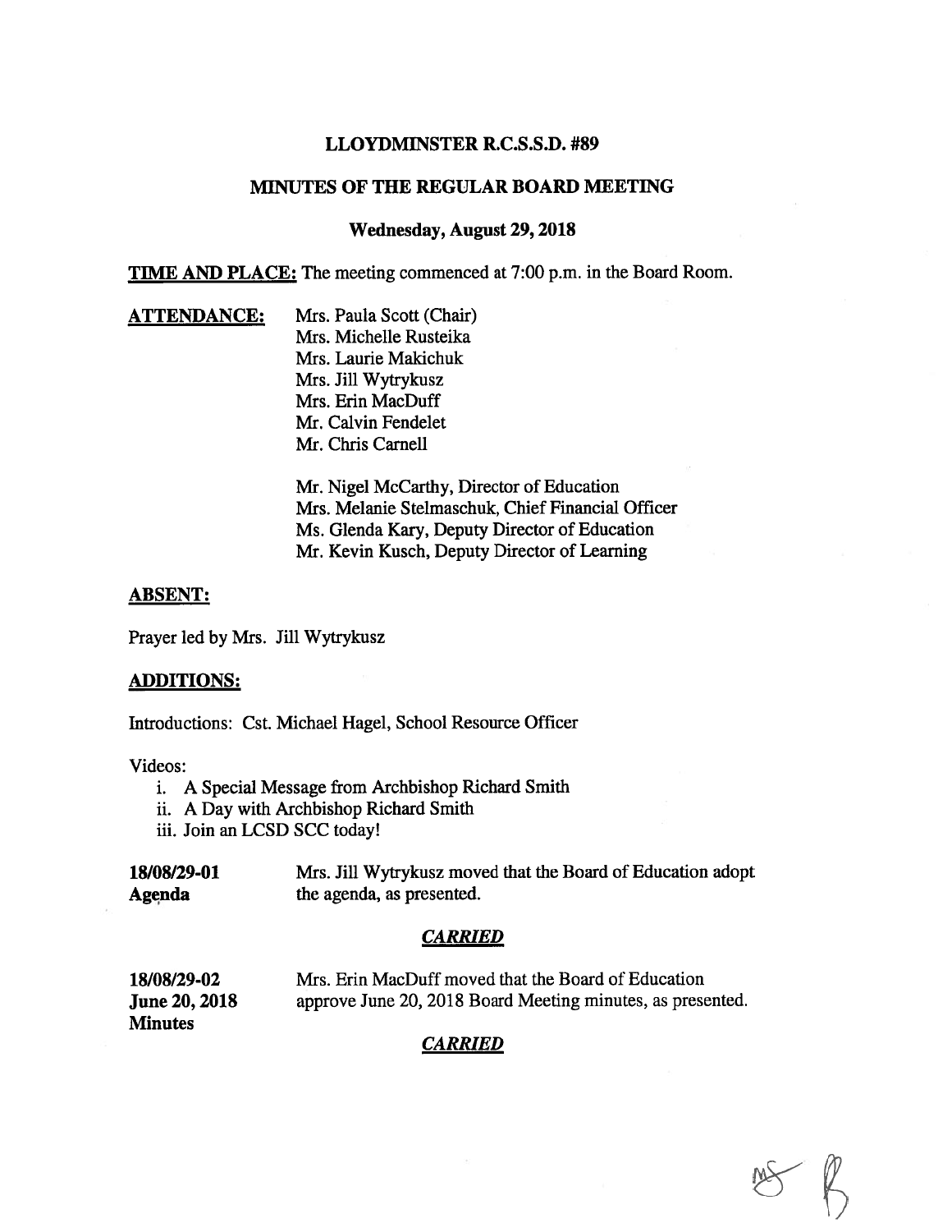# LLOYDMINSTER R.C.S.S.D. #89

## MINUTES OF THE REGULAR BOARD MEETING

### Wednesday, August 29, 2018

**TIME AND PLACE:** The meeting commenced at 7:00 p.m. in the Board Room.

**ATTENDANCE:**

Mrs. Paula Scott (Chair)
Mrs. Michelle Rusteika
Mrs. Laurie Makichuk
Mrs. Jill Wytrykusz
Mrs. Erin MacDuff
Mr. Calvin Fendelet
Mr. Chris Carnell

Mr. Nigel McCarthy, Director of Education
Mrs. Melanie Stelmaschuk, Chief Financial Officer
Ms. Glenda Kary, Deputy Director of Education
Mr. Kevin Kusch, Deputy Director of Learning

**ABSENT:**

Prayer led by Mrs. Jill Wytrykusz

**ADDITIONS:**

Introductions: Cst. Michael Hagel, School Resource Officer

Videos:

i. A Special Message from Archbishop Richard Smith
ii. A Day with Archbishop Richard Smith
iii. Join an LCSD SCC today!

**18/08/29-01**
**Agenda**

Mrs. Jill Wytrykusz moved that the Board of Education adopt the agenda, as presented.

***CARRIED***

**18/08/29-02**
**June 20, 2018**
**Minutes**

Mrs. Erin MacDuff moved that the Board of Education approve June 20, 2018 Board Meeting minutes, as presented.

***CARRIED***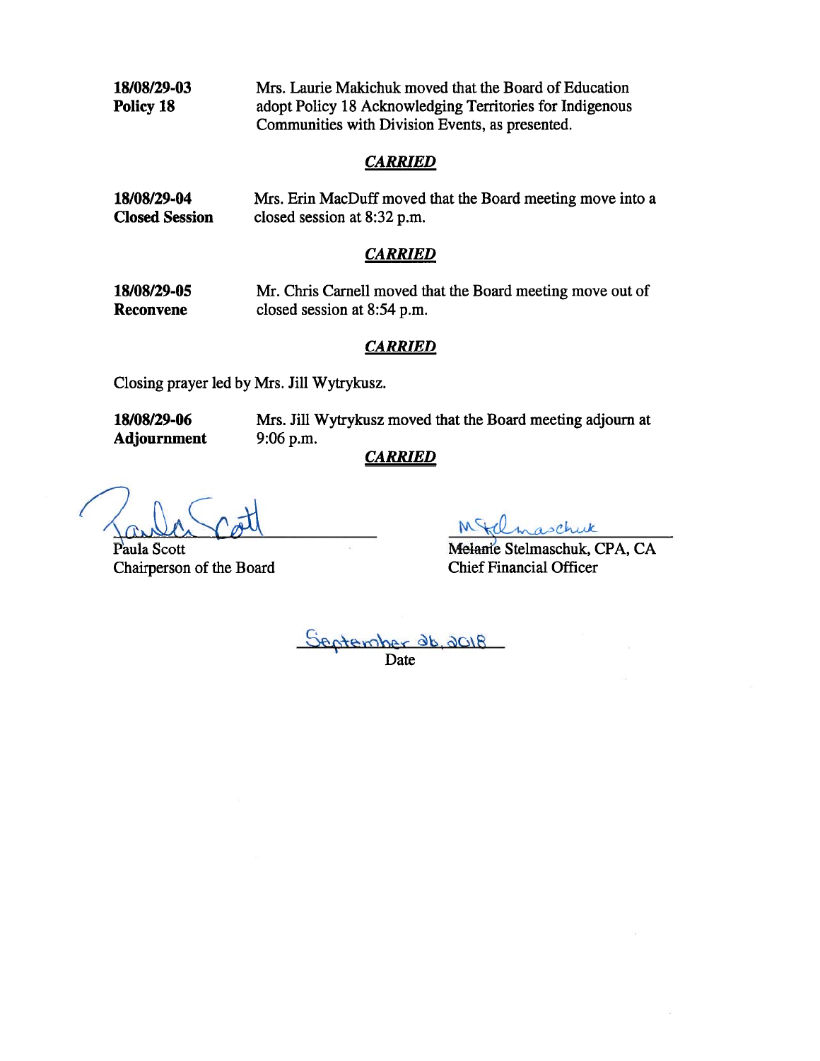| | |
|---|---|
| **18/08/29-03** **Policy 18** | Mrs. Laurie Makichuk moved that the Board of Education adopt Policy 18 Acknowledging Territories for Indigenous Communities with Division Events, as presented. |

***CARRIED***

| | |
|---|---|
| **18/08/29-04** **Closed Session** | Mrs. Erin MacDuff moved that the Board meeting move into a closed session at 8:32 p.m. |

***CARRIED***

| | |
|---|---|
| **18/08/29-05** **Reconvene** | Mr. Chris Carnell moved that the Board meeting move out of closed session at 8:54 p.m. |

***CARRIED***

Closing prayer led by Mrs. Jill Wytrykusz.

| | |
|---|---|
| **18/08/29-06** **Adjournment** | Mrs. Jill Wytrykusz moved that the Board meeting adjourn at 9:06 p.m. |

***CARRIED***

Paula Scott
Chairperson of the Board

Melanie Stelmaschuk, CPA, CA
Chief Financial Officer

September 26, 2018
Date